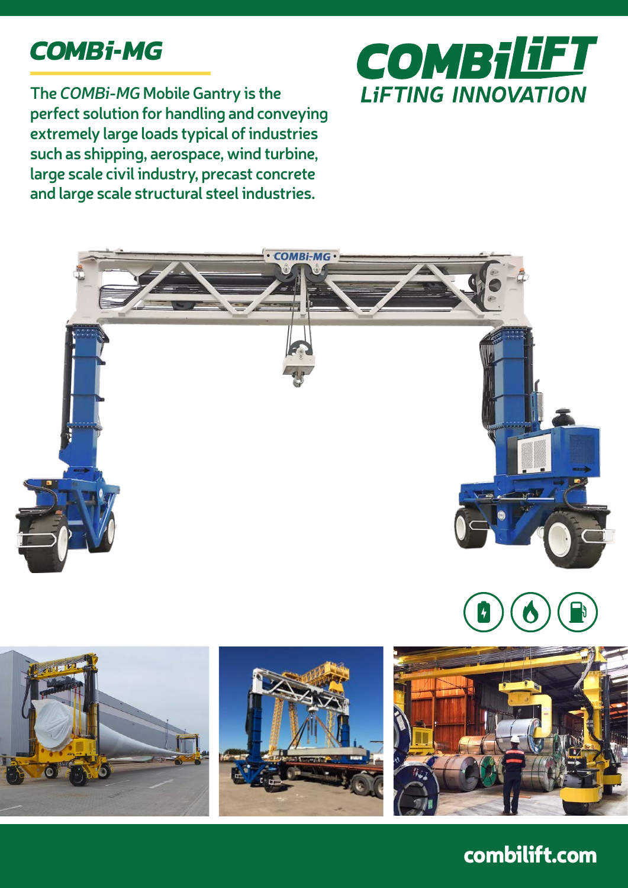# COMBi-MG

The *COMBi-MG* Mobile Gantry is the perfect solution for handling and conveying extremely large loads typical of industries such as shipping, aerospace, wind turbine, large scale civil industry, precast concrete and large scale structural steel industries.

COMBiLiFT
LiFTING INNOVATION

combilift.com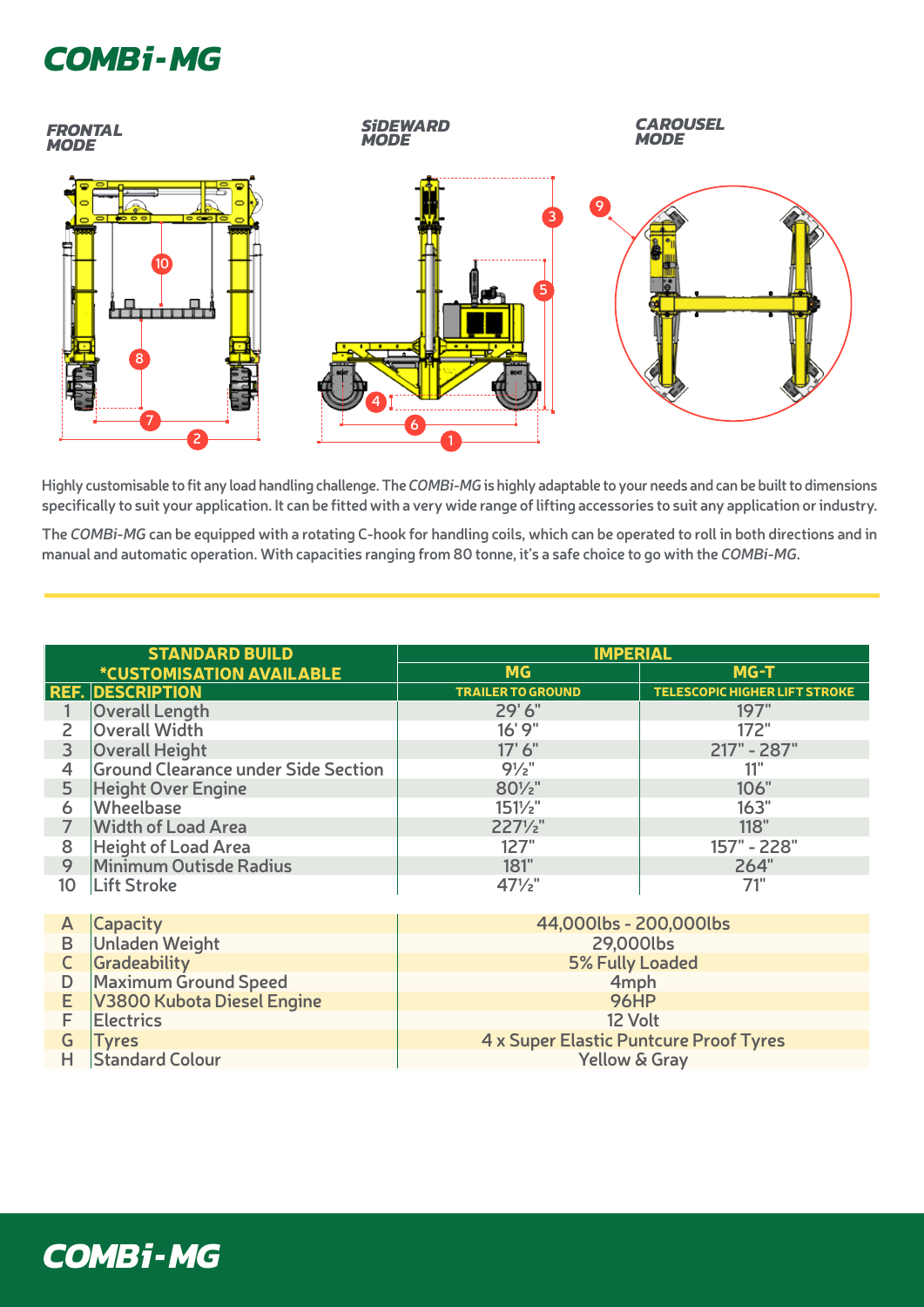# COMBi-MG

*FRONTAL MODE*

*SiDEWARD MODE*

*CAROUSEL MODE*

Highly customisable to fit any load handling challenge. The *COMBi-MG* is highly adaptable to your needs and can be built to dimensions specifically to suit your application. It can be fitted with a very wide range of lifting accessories to suit any application or industry.

The *COMBi-MG* can be equipped with a rotating C-hook for handling coils, which can be operated to roll in both directions and in manual and automatic operation. With capacities ranging from 80 tonne, it's a safe choice to go with the *COMBi-MG*.

| STANDARD BUILD *CUSTOMISATION AVAILABLE | | IMPERIAL | |
|---|---|---|---|
| | | MG | MG-T |
| REF. | DESCRIPTION | TRAILER TO GROUND | TELESCOPIC HIGHER LIFT STROKE |
| 1 | Overall Length | 29' 6" | 197" |
| 2 | Overall Width | 16' 9" | 172" |
| 3 | Overall Height | 17' 6" | 217" - 287" |
| 4 | Ground Clearance under Side Section | 9½" | 11" |
| 5 | Height Over Engine | 80½" | 106" |
| 6 | Wheelbase | 151½" | 163" |
| 7 | Width of Load Area | 227½" | 118" |
| 8 | Height of Load Area | 127" | 157" - 228" |
| 9 | Minimum Outisde Radius | 181" | 264" |
| 10 | Lift Stroke | 47½" | 71" |

| REF. | DESCRIPTION | |
|---|---|---|
| A | Capacity | 44,000lbs - 200,000lbs |
| B | Unladen Weight | 29,000lbs |
| C | Gradeability | 5% Fully Loaded |
| D | Maximum Ground Speed | 4mph |
| E | V3800 Kubota Diesel Engine | 96HP |
| F | Electrics | 12 Volt |
| G | Tyres | 4 x Super Elastic Puntcure Proof Tyres |
| H | Standard Colour | Yellow & Gray |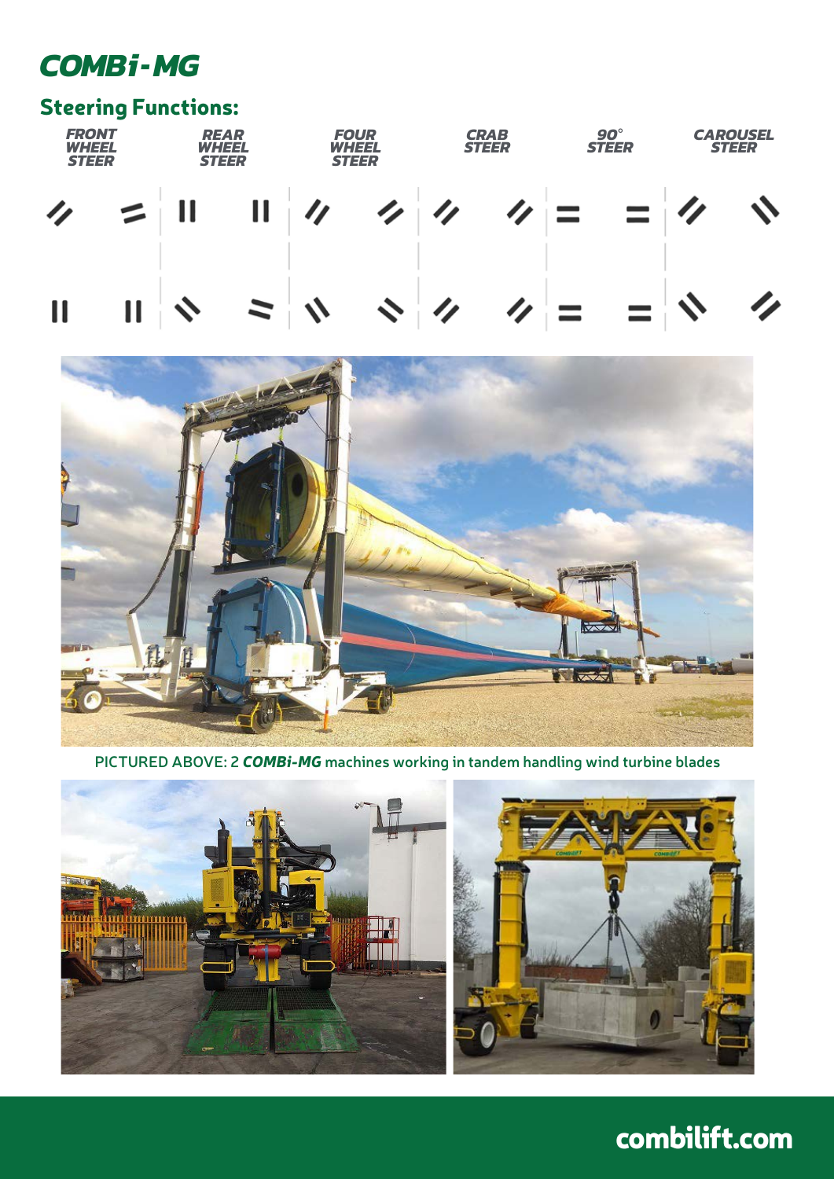# COMBi-MG

## Steering Functions:

FRONT WHEEL STEER

REAR WHEEL STEER

FOUR WHEEL STEER

CRAB STEER

90° STEER

CAROUSEL STEER

PICTURED ABOVE: 2 ***COMBi-MG*** machines working in tandem handling wind turbine blades

combilift.com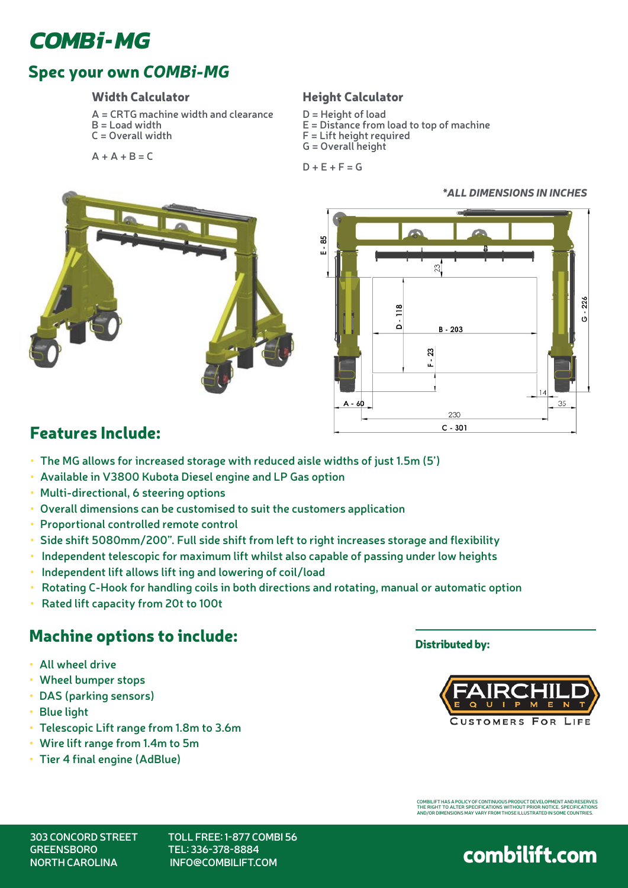# COMBi-MG

## Spec your own COMBi-MG

### Width Calculator

A = CRTG machine width and clearance
B = Load width
C = Overall width

A + A + B = C

### Height Calculator

D = Height of load
E = Distance from load to top of machine
F = Lift height required
G = Overall height

D + E + F = G

*\*ALL DIMENSIONS IN INCHES*

E - 85
23
D - 118
B - 203
G - 226
F - 23
14
A - 60
35
230
C - 301

## Features Include:

- The MG allows for increased storage with reduced aisle widths of just 1.5m (5')
- Available in V3800 Kubota Diesel engine and LP Gas option
- Multi-directional, 6 steering options
- Overall dimensions can be customised to suit the customers application
- Proportional controlled remote control
- Side shift 5080mm/200". Full side shift from left to right increases storage and flexibility
- Independent telescopic for maximum lift whilst also capable of passing under low heights
- Independent lift allows lift ing and lowering of coil/load
- Rotating C-Hook for handling coils in both directions and rotating, manual or automatic option
- Rated lift capacity from 20t to 100t

## Machine options to include:

- All wheel drive
- Wheel bumper stops
- DAS (parking sensors)
- Blue light
- Telescopic Lift range from 1.8m to 3.6m
- Wire lift range from 1.4m to 5m
- Tier 4 final engine (AdBlue)

**Distributed by:**

FAIRCHILD EQUIPMENT
CUSTOMERS FOR LIFE

COMBILIFT HAS A POLICY OF CONTINUOUS PRODUCT DEVELOPMENT AND RESERVES THE RIGHT TO ALTER SPECIFICATIONS WITHOUT PRIOR NOTICE. SPECIFICATIONS AND/OR DIMENSIONS MAY VARY FROM THOSE ILLUSTRATED IN SOME COUNTRIES.

303 CONCORD STREET
GREENSBORO
NORTH CAROLINA

TOLL FREE: 1-877 COMBI 56
TEL: 336-378-8884
INFO@COMBILIFT.COM

combilift.com